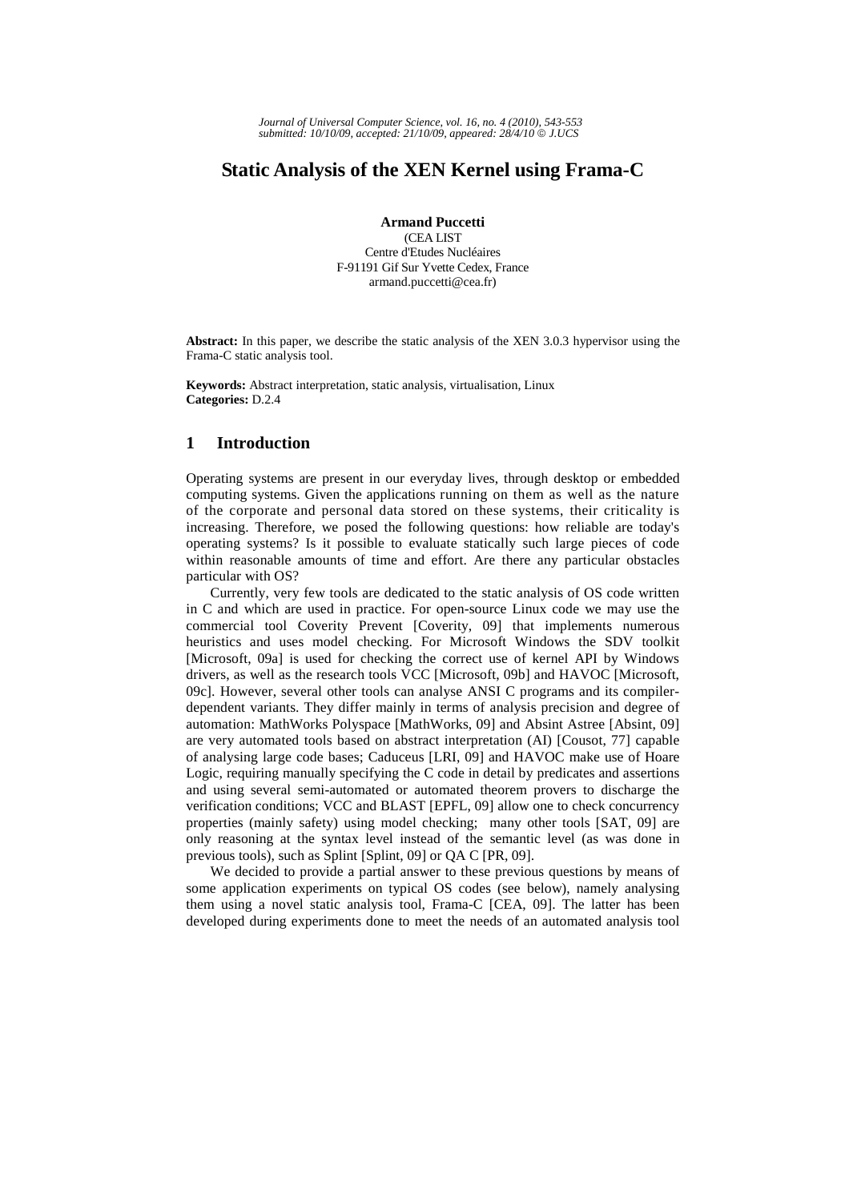# Static Analysis of the XEN Kernel using Frama-C

**Armand Puccetti**
(CEA LIST
Centre d'Etudes Nucléaires
F-91191 Gif Sur Yvette Cedex, France
armand.puccetti@cea.fr)

**Abstract:** In this paper, we describe the static analysis of the XEN 3.0.3 hypervisor using the Frama-C static analysis tool.

**Keywords:** Abstract interpretation, static analysis, virtualisation, Linux
**Categories:** D.2.4

## 1 Introduction

Operating systems are present in our everyday lives, through desktop or embedded computing systems. Given the applications running on them as well as the nature of the corporate and personal data stored on these systems, their criticality is increasing. Therefore, we posed the following questions: how reliable are today's operating systems? Is it possible to evaluate statically such large pieces of code within reasonable amounts of time and effort. Are there any particular obstacles particular with OS?

Currently, very few tools are dedicated to the static analysis of OS code written in C and which are used in practice. For open-source Linux code we may use the commercial tool Coverity Prevent [Coverity, 09] that implements numerous heuristics and uses model checking. For Microsoft Windows the SDV toolkit [Microsoft, 09a] is used for checking the correct use of kernel API by Windows drivers, as well as the research tools VCC [Microsoft, 09b] and HAVOC [Microsoft, 09c]. However, several other tools can analyse ANSI C programs and its compiler-dependent variants. They differ mainly in terms of analysis precision and degree of automation: MathWorks Polyspace [MathWorks, 09] and Absint Astree [Absint, 09] are very automated tools based on abstract interpretation (AI) [Cousot, 77] capable of analysing large code bases; Caduceus [LRI, 09] and HAVOC make use of Hoare Logic, requiring manually specifying the C code in detail by predicates and assertions and using several semi-automated or automated theorem provers to discharge the verification conditions; VCC and BLAST [EPFL, 09] allow one to check concurrency properties (mainly safety) using model checking; many other tools [SAT, 09] are only reasoning at the syntax level instead of the semantic level (as was done in previous tools), such as Splint [Splint, 09] or QA C [PR, 09].

We decided to provide a partial answer to these previous questions by means of some application experiments on typical OS codes (see below), namely analysing them using a novel static analysis tool, Frama-C [CEA, 09]. The latter has been developed during experiments done to meet the needs of an automated analysis tool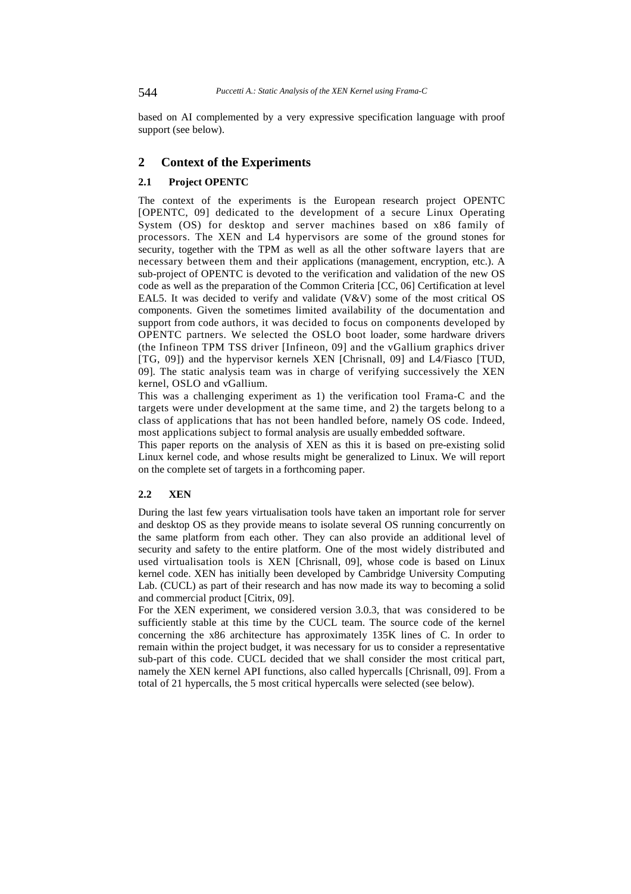based on AI complemented by a very expressive specification language with proof support (see below).

## 2 Context of the Experiments

### 2.1 Project OPENTC

The context of the experiments is the European research project OPENTC [OPENTC, 09] dedicated to the development of a secure Linux Operating System (OS) for desktop and server machines based on x86 family of processors. The XEN and L4 hypervisors are some of the ground stones for security, together with the TPM as well as all the other software layers that are necessary between them and their applications (management, encryption, etc.). A sub-project of OPENTC is devoted to the verification and validation of the new OS code as well as the preparation of the Common Criteria [CC, 06] Certification at level EAL5. It was decided to verify and validate (V&V) some of the most critical OS components. Given the sometimes limited availability of the documentation and support from code authors, it was decided to focus on components developed by OPENTC partners. We selected the OSLO boot loader, some hardware drivers (the Infineon TPM TSS driver [Infineon, 09] and the vGallium graphics driver [TG, 09]) and the hypervisor kernels XEN [Chrisnall, 09] and L4/Fiasco [TUD, 09]. The static analysis team was in charge of verifying successively the XEN kernel, OSLO and vGallium.

This was a challenging experiment as 1) the verification tool Frama-C and the targets were under development at the same time, and 2) the targets belong to a class of applications that has not been handled before, namely OS code. Indeed, most applications subject to formal analysis are usually embedded software.

This paper reports on the analysis of XEN as this it is based on pre-existing solid Linux kernel code, and whose results might be generalized to Linux. We will report on the complete set of targets in a forthcoming paper.

### 2.2 XEN

During the last few years virtualisation tools have taken an important role for server and desktop OS as they provide means to isolate several OS running concurrently on the same platform from each other. They can also provide an additional level of security and safety to the entire platform. One of the most widely distributed and used virtualisation tools is XEN [Chrisnall, 09], whose code is based on Linux kernel code. XEN has initially been developed by Cambridge University Computing Lab. (CUCL) as part of their research and has now made its way to becoming a solid and commercial product [Citrix, 09].

For the XEN experiment, we considered version 3.0.3, that was considered to be sufficiently stable at this time by the CUCL team. The source code of the kernel concerning the x86 architecture has approximately 135K lines of C. In order to remain within the project budget, it was necessary for us to consider a representative sub-part of this code. CUCL decided that we shall consider the most critical part, namely the XEN kernel API functions, also called hypercalls [Chrisnall, 09]. From a total of 21 hypercalls, the 5 most critical hypercalls were selected (see below).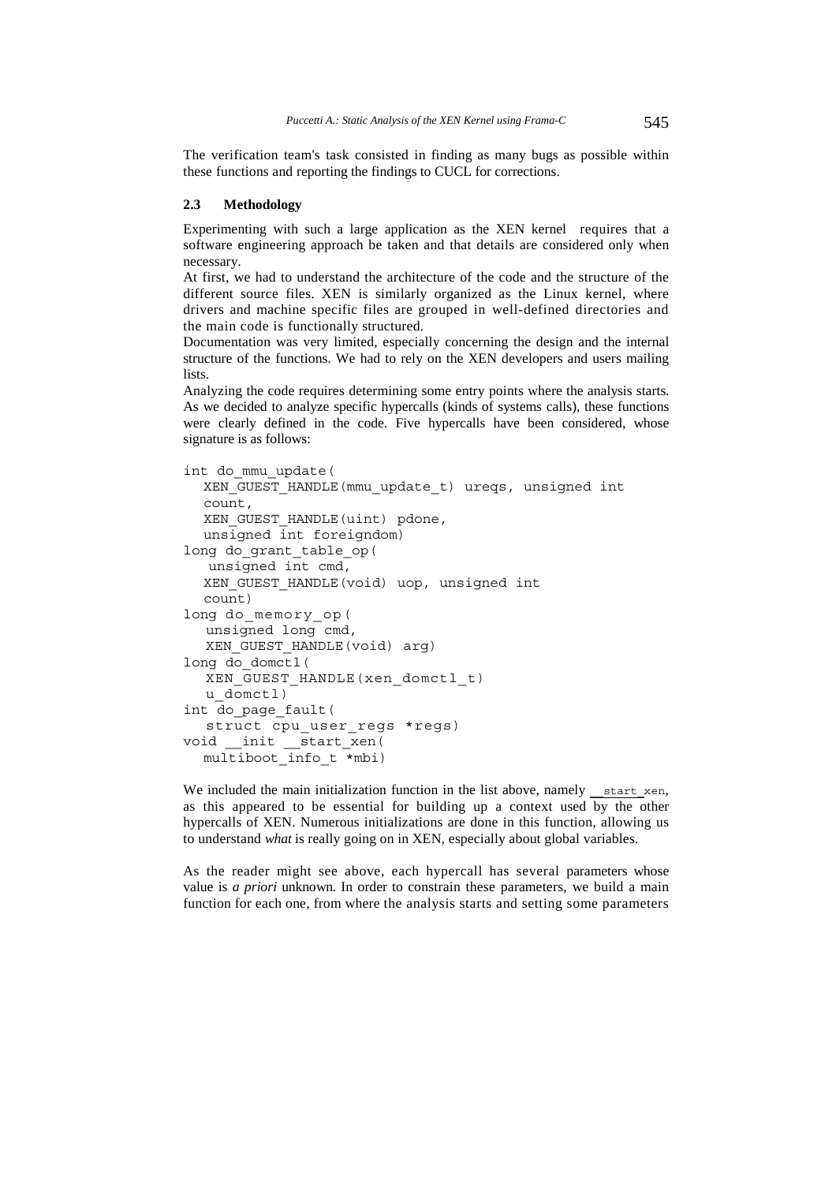The verification team's task consisted in finding as many bugs as possible within these functions and reporting the findings to CUCL for corrections.

### 2.3 Methodology

Experimenting with such a large application as the XEN kernel requires that a software engineering approach be taken and that details are considered only when necessary.

At first, we had to understand the architecture of the code and the structure of the different source files. XEN is similarly organized as the Linux kernel, where drivers and machine specific files are grouped in well-defined directories and the main code is functionally structured.

Documentation was very limited, especially concerning the design and the internal structure of the functions. We had to rely on the XEN developers and users mailing lists.

Analyzing the code requires determining some entry points where the analysis starts. As we decided to analyze specific hypercalls (kinds of systems calls), these functions were clearly defined in the code. Five hypercalls have been considered, whose signature is as follows:

```
int do_mmu_update(
  XEN_GUEST_HANDLE(mmu_update_t) ureqs, unsigned int
  count,
  XEN_GUEST_HANDLE(uint) pdone,
  unsigned int foreigndom)
long do_grant_table_op(
   unsigned int cmd,
  XEN_GUEST_HANDLE(void) uop, unsigned int
  count)
long do_memory_op(
   unsigned long cmd,
   XEN_GUEST_HANDLE(void) arg)
long do_domctl(
   XEN_GUEST_HANDLE(xen_domctl_t)
   u_domctl)
int do_page_fault(
   struct cpu_user_regs *regs)
void __init __start_xen(
  multiboot_info_t *mbi)
```

We included the main initialization function in the list above, namely `__start_xen`, as this appeared to be essential for building up a context used by the other hypercalls of XEN. Numerous initializations are done in this function, allowing us to understand *what* is really going on in XEN, especially about global variables.

As the reader might see above, each hypercall has several parameters whose value is *a priori* unknown. In order to constrain these parameters, we build a main function for each one, from where the analysis starts and setting some parameters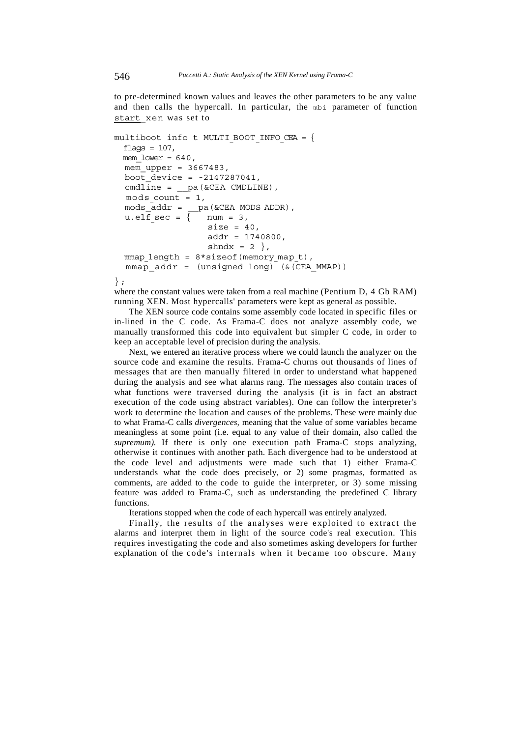to pre-determined known values and leaves the other parameters to be any value and then calls the hypercall. In particular, the `mbi` parameter of function start_xen was set to

```
multiboot info t MULTI BOOT INFO CEA = {
  flags = 107,
  mem_lower = 640,
  mem_upper = 3667483,
  boot_device = -2147287041,
  cmdline = __pa(&CEA CMDLINE),
  mods_count = 1,
  mods_addr = __pa(&CEA MODS ADDR),
  u.elf_sec = {   num = 3,
                  size = 40,
                  addr = 1740800,
                  shndx = 2 },
  mmap_length = 8*sizeof(memory_map_t),
  mmap_addr = (unsigned long) (&(CEA_MMAP))
};
```

where the constant values were taken from a real machine (Pentium D, 4 Gb RAM) running XEN. Most hypercalls' parameters were kept as general as possible.

The XEN source code contains some assembly code located in specific files or in-lined in the C code. As Frama-C does not analyze assembly code, we manually transformed this code into equivalent but simpler C code, in order to keep an acceptable level of precision during the analysis.

Next, we entered an iterative process where we could launch the analyzer on the source code and examine the results. Frama-C churns out thousands of lines of messages that are then manually filtered in order to understand what happened during the analysis and see what alarms rang. The messages also contain traces of what functions were traversed during the analysis (it is in fact an abstract execution of the code using abstract variables). One can follow the interpreter's work to determine the location and causes of the problems. These were mainly due to what Frama-C calls *divergences,* meaning that the value of some variables became meaningless at some point (i.e. equal to any value of their domain, also called the *supremum).* If there is only one execution path Frama-C stops analyzing, otherwise it continues with another path. Each divergence had to be understood at the code level and adjustments were made such that 1) either Frama-C understands what the code does precisely, or 2) some pragmas, formatted as comments, are added to the code to guide the interpreter, or 3) some missing feature was added to Frama-C, such as understanding the predefined C library functions.

Iterations stopped when the code of each hypercall was entirely analyzed.

Finally, the results of the analyses were exploited to extract the alarms and interpret them in light of the source code's real execution. This requires investigating the code and also sometimes asking developers for further explanation of the code's internals when it became too obscure. Many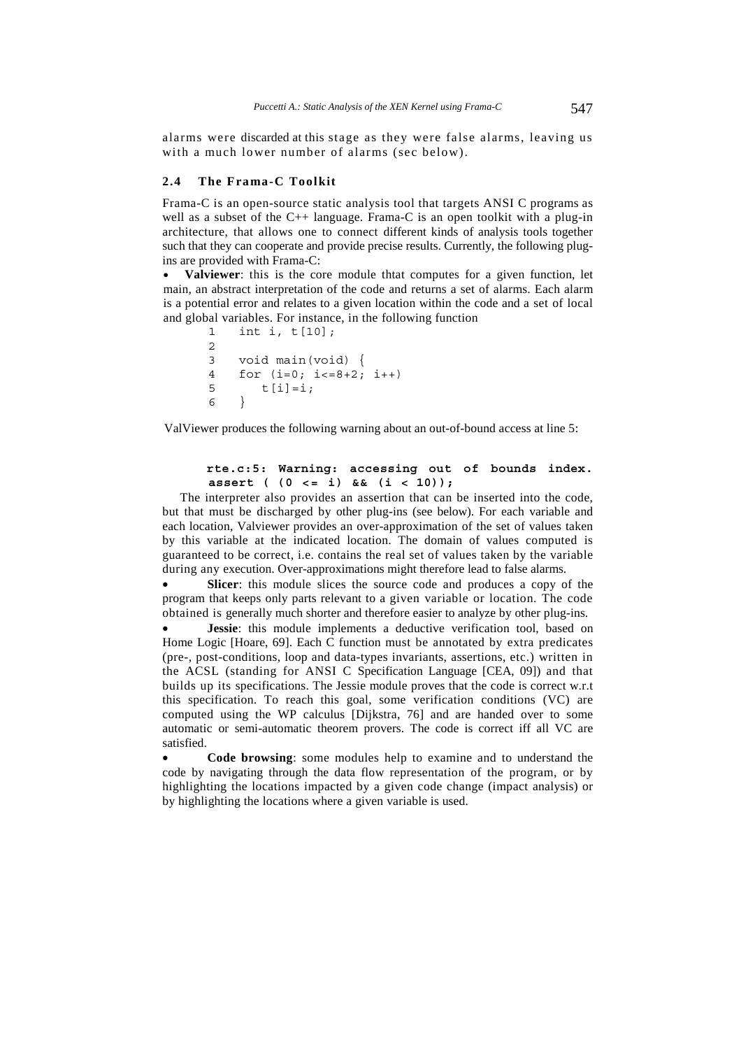alarms were discarded at this stage as they were false alarms, leaving us with a much lower number of alarms (sec below).

### 2.4 The Frama-C Toolkit

Frama-C is an open-source static analysis tool that targets ANSI C programs as well as a subset of the C++ language. Frama-C is an open toolkit with a plug-in architecture, that allows one to connect different kinds of analysis tools together such that they can cooperate and provide precise results. Currently, the following plug-ins are provided with Frama-C:

- **Valviewer**: this is the core module thtat computes for a given function, let main, an abstract interpretation of the code and returns a set of alarms. Each alarm is a potential error and relates to a given location within the code and a set of local and global variables. For instance, in the following function

```
1    int i, t[10];
2
3    void main(void) {
4    for (i=0; i<=8+2; i++)
5       t[i]=i;
6    }
```

ValViewer produces the following warning about an out-of-bound access at line 5:

```
rte.c:5: Warning: accessing out of bounds index.
assert ( (0 <= i) && (i < 10));
```

The interpreter also provides an assertion that can be inserted into the code, but that must be discharged by other plug-ins (see below). For each variable and each location, Valviewer provides an over-approximation of the set of values taken by this variable at the indicated location. The domain of values computed is guaranteed to be correct, i.e. contains the real set of values taken by the variable during any execution. Over-approximations might therefore lead to false alarms.

- **Slicer**: this module slices the source code and produces a copy of the program that keeps only parts relevant to a given variable or location. The code obtained is generally much shorter and therefore easier to analyze by other plug-ins.
- **Jessie**: this module implements a deductive verification tool, based on Home Logic [Hoare, 69]. Each C function must be annotated by extra predicates (pre-, post-conditions, loop and data-types invariants, assertions, etc.) written in the ACSL (standing for ANSI C Specification Language [CEA, 09]) and that builds up its specifications. The Jessie module proves that the code is correct w.r.t this specification. To reach this goal, some verification conditions (VC) are computed using the WP calculus [Dijkstra, 76] and are handed over to some automatic or semi-automatic theorem provers. The code is correct iff all VC are satisfied.
- **Code browsing**: some modules help to examine and to understand the code by navigating through the data flow representation of the program, or by highlighting the locations impacted by a given code change (impact analysis) or by highlighting the locations where a given variable is used.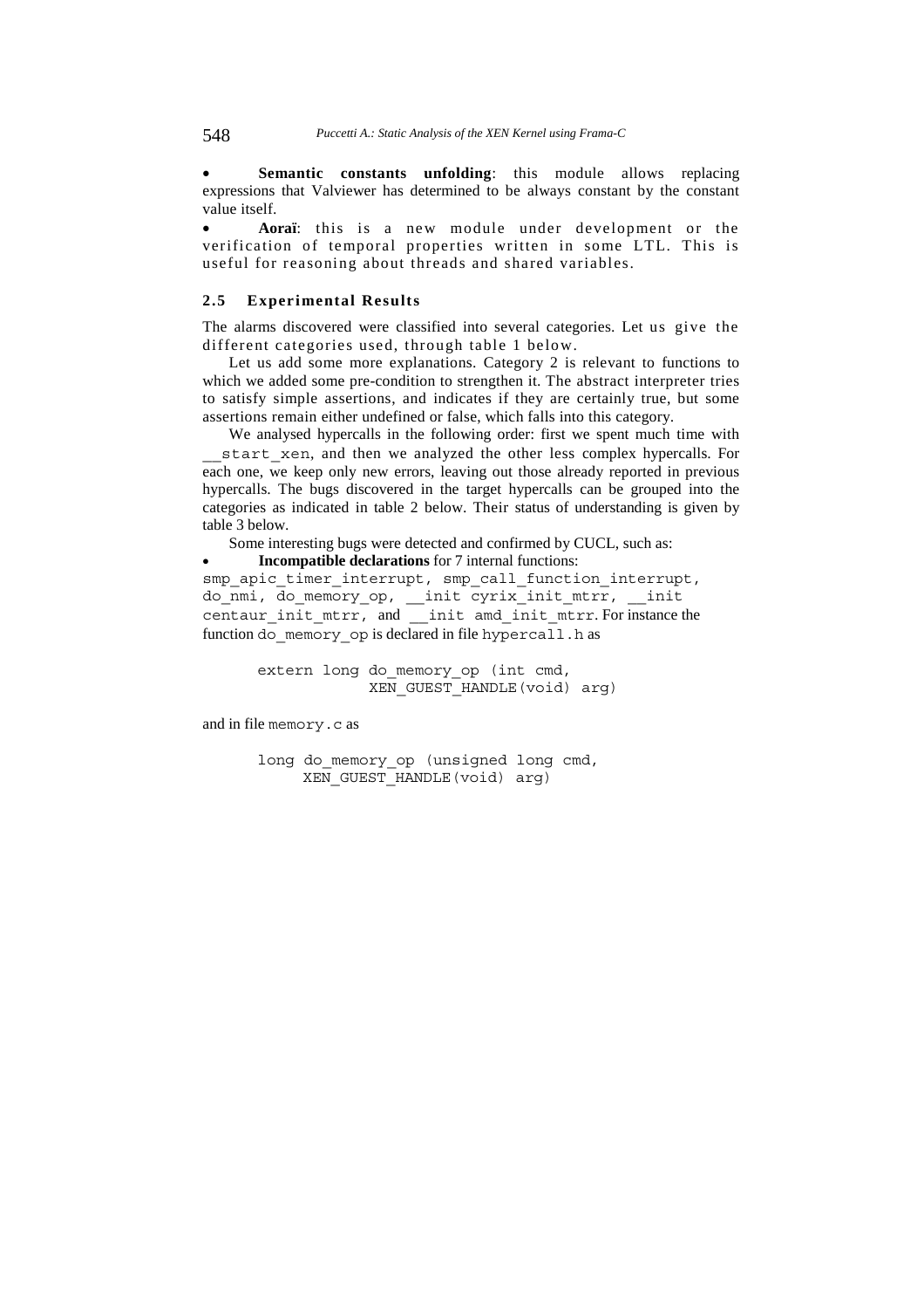- **Semantic constants unfolding**: this module allows replacing expressions that Valviewer has determined to be always constant by the constant value itself.
- **Aoraï**: this is a new module under development or the verification of temporal properties written in some LTL. This is useful for reasoning about threads and shared variables.

### 2.5 Experimental Results

The alarms discovered were classified into several categories. Let us give the different categories used, through table 1 below.

Let us add some more explanations. Category 2 is relevant to functions to which we added some pre-condition to strengthen it. The abstract interpreter tries to satisfy simple assertions, and indicates if they are certainly true, but some assertions remain either undefined or false, which falls into this category.

We analysed hypercalls in the following order: first we spent much time with `__start_xen`, and then we analyzed the other less complex hypercalls. For each one, we keep only new errors, leaving out those already reported in previous hypercalls. The bugs discovered in the target hypercalls can be grouped into the categories as indicated in table 2 below. Their status of understanding is given by table 3 below.

Some interesting bugs were detected and confirmed by CUCL, such as:

- **Incompatible declarations** for 7 internal functions:

`smp_apic_timer_interrupt`, `smp_call_function_interrupt`, `do_nmi`, `do_memory_op`, `__init cyrix_init_mtrr`, `__init centaur_init_mtrr`, and `__init amd_init_mtrr`. For instance the function `do_memory_op` is declared in file `hypercall.h` as

```
extern long do_memory_op (int cmd,
            XEN_GUEST_HANDLE(void) arg)
```

and in file `memory.c` as

```
long do_memory_op (unsigned long cmd,
     XEN_GUEST_HANDLE(void) arg)
```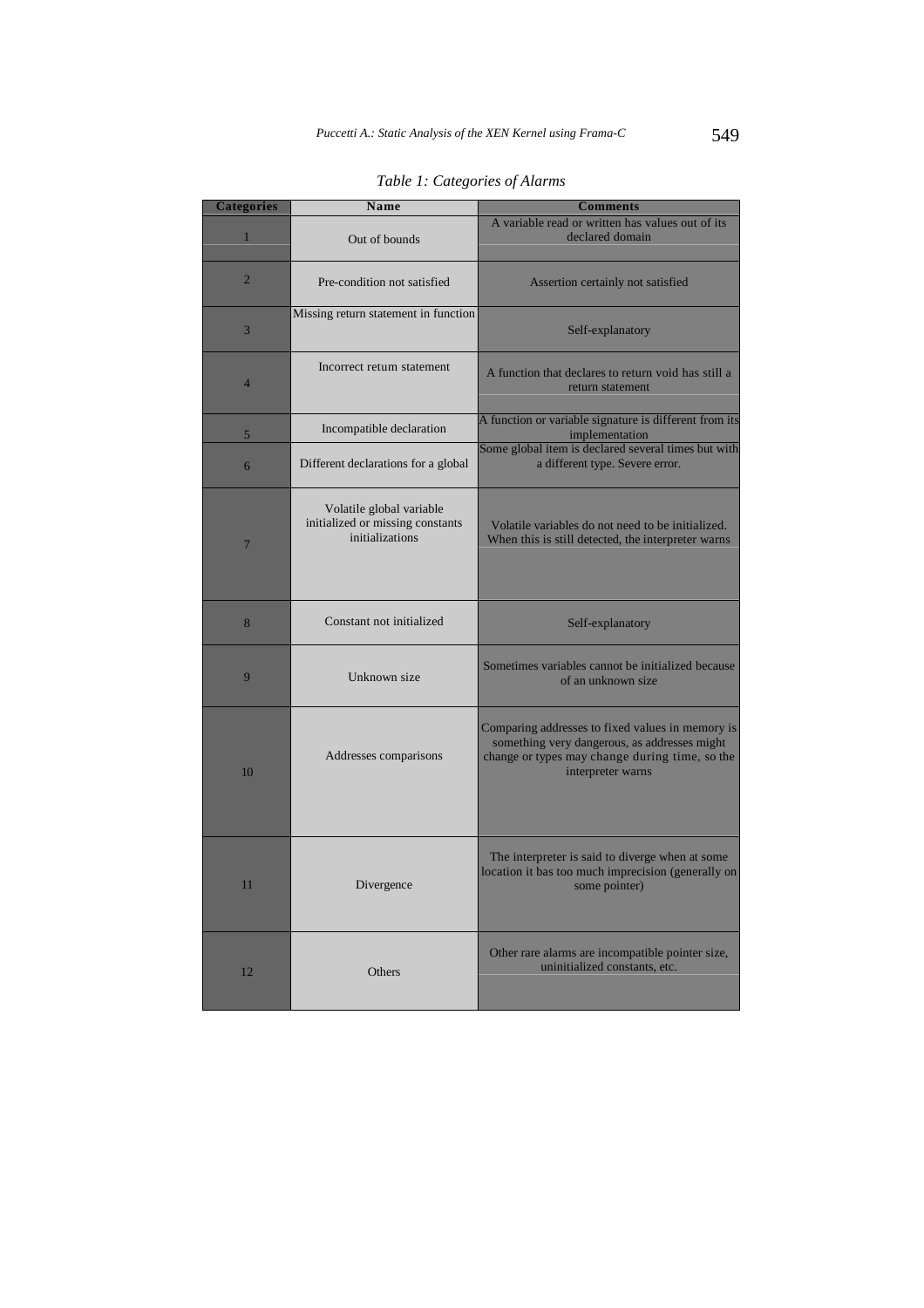*Table 1: Categories of Alarms*

| Categories | Name | Comments |
|---|---|---|
| 1 | Out of bounds | A variable read or written has values out of its declared domain |
| 2 | Pre-condition not satisfied | Assertion certainly not satisfied |
| 3 | Missing return statement in function | Self-explanatory |
| 4 | Incorrect return statement | A function that declares to return void has still a return statement |
| 5 | Incompatible declaration | A function or variable signature is different from its implementation |
| 6 | Different declarations for a global | Some global item is declared several times but with a different type. Severe error. |
| 7 | Volatile global variable initialized or missing constants initializations | Volatile variables do not need to be initialized. When this is still detected, the interpreter warns |
| 8 | Constant not initialized | Self-explanatory |
| 9 | Unknown size | Sometimes variables cannot be initialized because of an unknown size |
| 10 | Addresses comparisons | Comparing addresses to fixed values in memory is something very dangerous, as addresses might change or types may change during time, so the interpreter warns |
| 11 | Divergence | The interpreter is said to diverge when at some location it bas too much imprecision (generally on some pointer) |
| 12 | Others | Other rare alarms are incompatible pointer size, uninitialized constants, etc. |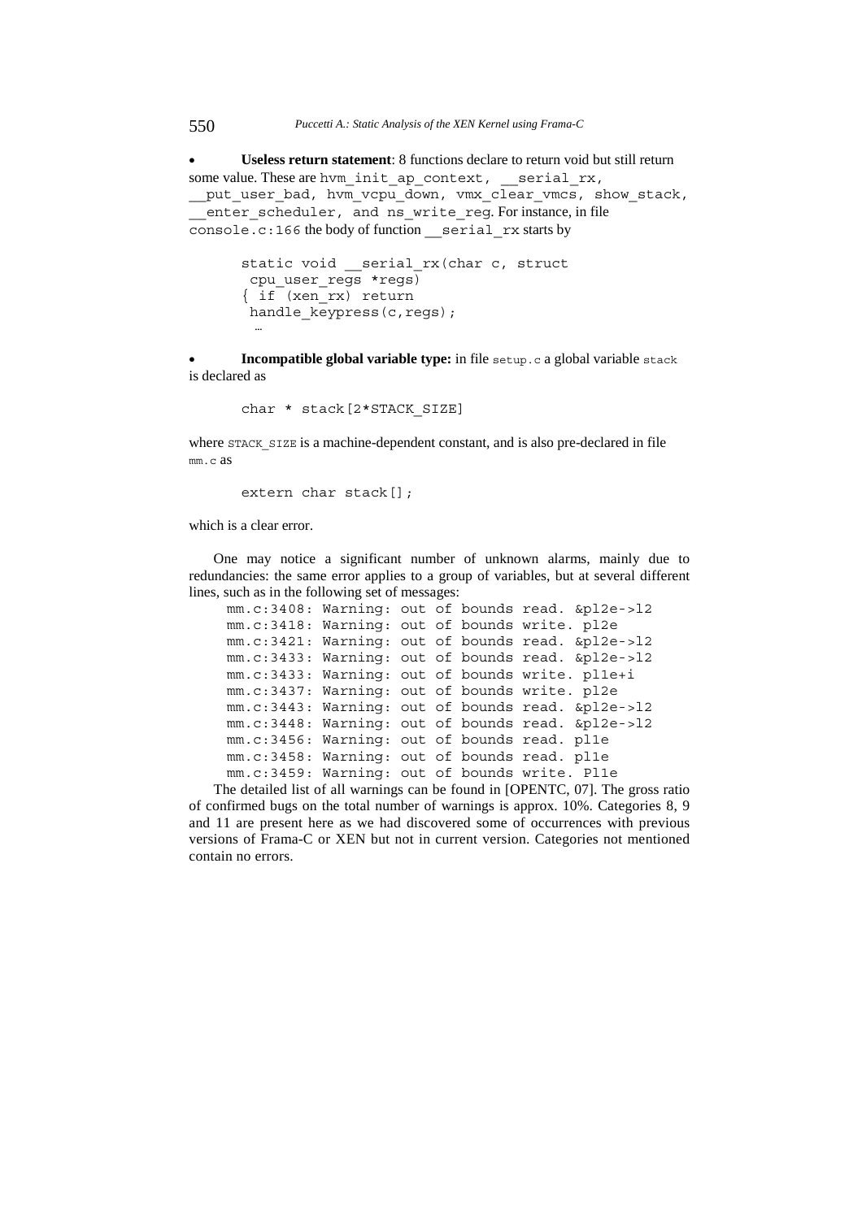- **Useless return statement**: 8 functions declare to return void but still return some value. These are `hvm_init_ap_context, __serial_rx, __put_user_bad, hvm_vcpu_down, vmx_clear_vmcs, show_stack, __enter_scheduler, and ns_write_reg`. For instance, in file `console.c:166` the body of function `__serial_rx` starts by

```
static void __serial_rx(char c, struct
 cpu_user_regs *regs)
{ if (xen_rx) return
 handle_keypress(c,regs);
  …
```

- **Incompatible global variable type:** in file `setup.c` a global variable `stack` is declared as

```
char * stack[2*STACK_SIZE]
```

where `STACK_SIZE` is a machine-dependent constant, and is also pre-declared in file `mm.c` as

```
extern char stack[];
```

which is a clear error.

One may notice a significant number of unknown alarms, mainly due to redundancies: the same error applies to a group of variables, but at several different lines, such as in the following set of messages:

```
mm.c:3408: Warning: out of bounds read. &pl2e->l2
mm.c:3418: Warning: out of bounds write. pl2e
mm.c:3421: Warning: out of bounds read. &pl2e->l2
mm.c:3433: Warning: out of bounds read. &pl2e->l2
mm.c:3433: Warning: out of bounds write. pl1e+i
mm.c:3437: Warning: out of bounds write. pl2e
mm.c:3443: Warning: out of bounds read. &pl2e->l2
mm.c:3448: Warning: out of bounds read. &pl2e->l2
mm.c:3456: Warning: out of bounds read. pl1e
mm.c:3458: Warning: out of bounds read. pl1e
mm.c:3459: Warning: out of bounds write. Pl1e
```

The detailed list of all warnings can be found in [OPENTC, 07]. The gross ratio of confirmed bugs on the total number of warnings is approx. 10%. Categories 8, 9 and 11 are present here as we had discovered some of occurrences with previous versions of Frama-C or XEN but not in current version. Categories not mentioned contain no errors.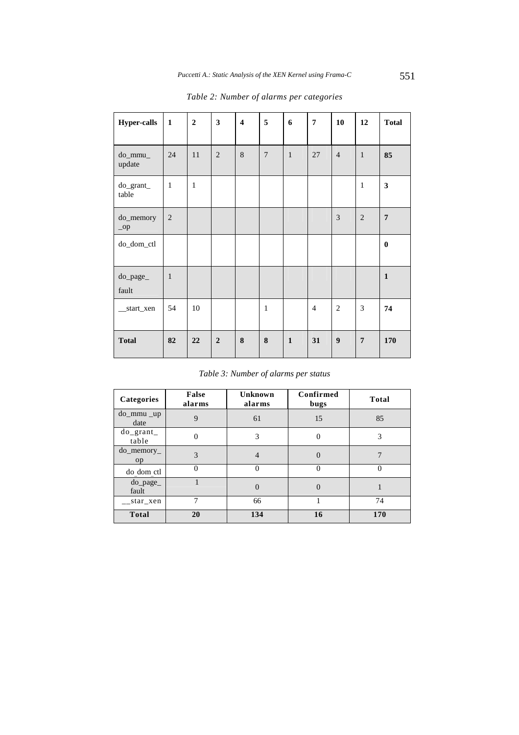*Table 2: Number of alarms per categories*

| Hyper-calls | 1 | 2 | 3 | 4 | 5 | 6 | 7 | 10 | 12 | Total |
|---|---|---|---|---|---|---|---|---|---|---|
| do_mmu_ update | 24 | 11 | 2 | 8 | 7 | 1 | 27 | 4 | 1 | **85** |
| do_grant_ table | 1 | 1 | | | | | | | 1 | **3** |
| do_memory _op | 2 | | | | | | | 3 | 2 | **7** |
| do_dom_ctl | | | | | | | | | | **0** |
| do_page_ fault | 1 | | | | | | | | | **1** |
| __start_xen | 54 | 10 | | | 1 | | 4 | 2 | 3 | **74** |
| **Total** | **82** | **22** | **2** | **8** | **8** | **1** | **31** | **9** | **7** | **170** |

*Table 3: Number of alarms per status*

| Categories | False alarms | Unknown alarms | Confirmed bugs | Total |
|---|---|---|---|---|
| do_mmu _up date | 9 | 61 | 15 | 85 |
| do_grant_ table | 0 | 3 | 0 | 3 |
| do_memory_ op | 3 | 4 | 0 | 7 |
| do_dom_ctl | 0 | 0 | 0 | 0 |
| do_page_ fault | 1 | 0 | 0 | 1 |
| __star_xen | 7 | 66 | 1 | 74 |
| **Total** | **20** | **134** | **16** | **170** |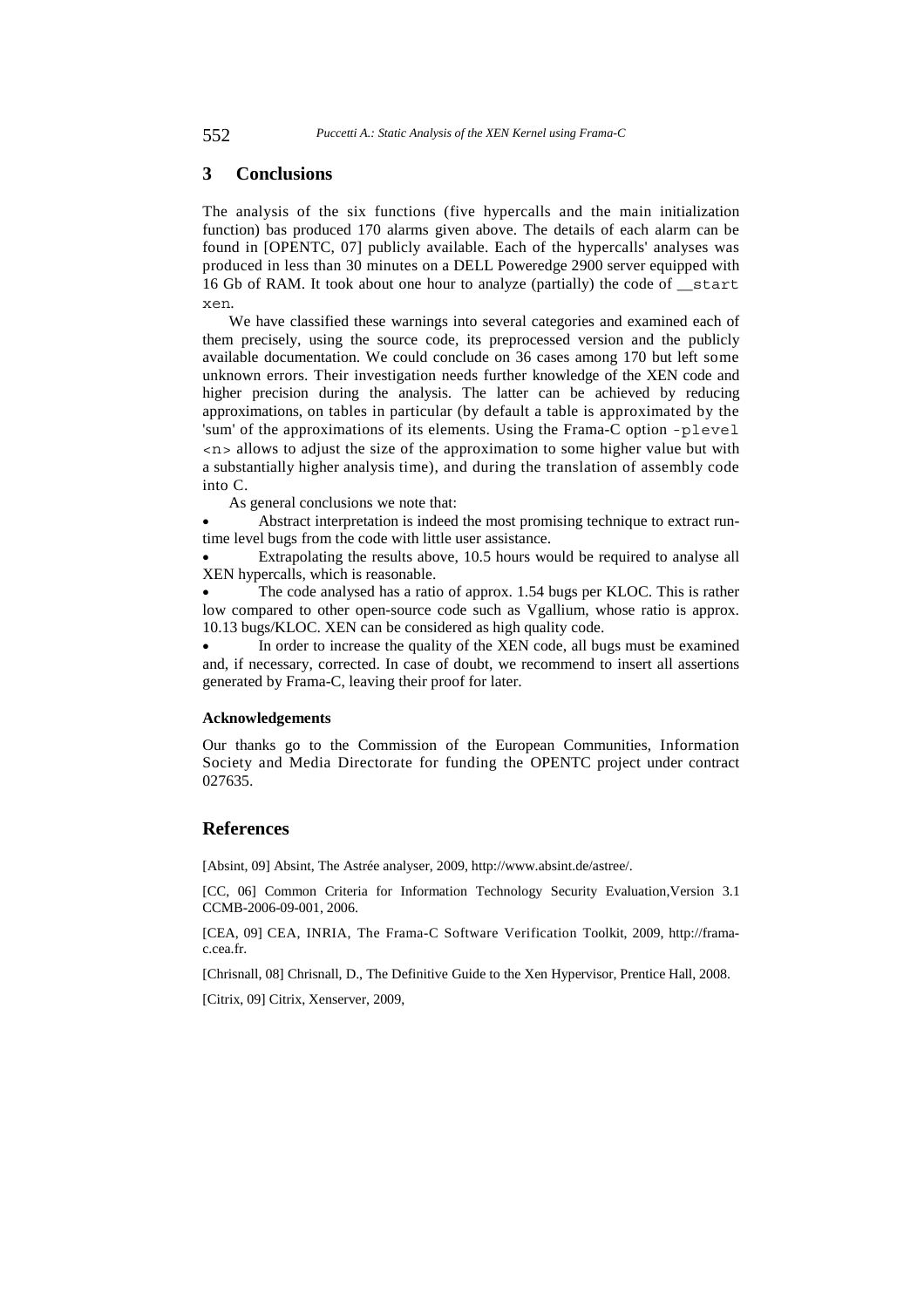## 3 Conclusions

The analysis of the six functions (five hypercalls and the main initialization function) bas produced 170 alarms given above. The details of each alarm can be found in [OPENTC, 07] publicly available. Each of the hypercalls' analyses was produced in less than 30 minutes on a DELL Poweredge 2900 server equipped with 16 Gb of RAM. It took about one hour to analyze (partially) the code of `__start xen`.

We have classified these warnings into several categories and examined each of them precisely, using the source code, its preprocessed version and the publicly available documentation. We could conclude on 36 cases among 170 but left some unknown errors. Their investigation needs further knowledge of the XEN code and higher precision during the analysis. The latter can be achieved by reducing approximations, on tables in particular (by default a table is approximated by the 'sum' of the approximations of its elements. Using the Frama-C option `-plevel <n>` allows to adjust the size of the approximation to some higher value but with a substantially higher analysis time), and during the translation of assembly code into C.

As general conclusions we note that:

- Abstract interpretation is indeed the most promising technique to extract run-time level bugs from the code with little user assistance.
- Extrapolating the results above, 10.5 hours would be required to analyse all XEN hypercalls, which is reasonable.
- The code analysed has a ratio of approx. 1.54 bugs per KLOC. This is rather low compared to other open-source code such as Vgallium, whose ratio is approx. 10.13 bugs/KLOC. XEN can be considered as high quality code.
- In order to increase the quality of the XEN code, all bugs must be examined and, if necessary, corrected. In case of doubt, we recommend to insert all assertions generated by Frama-C, leaving their proof for later.

#### Acknowledgements

Our thanks go to the Commission of the European Communities, Information Society and Media Directorate for funding the OPENTC project under contract 027635.

## References

[Absint, 09] Absint, The Astrée analyser, 2009, http://www.absint.de/astree/.

[CC, 06] Common Criteria for Information Technology Security Evaluation,Version 3.1 CCMB-2006-09-001, 2006.

[CEA, 09] CEA, INRIA, The Frama-C Software Verification Toolkit, 2009, http://frama-c.cea.fr.

[Chrisnall, 08] Chrisnall, D., The Definitive Guide to the Xen Hypervisor, Prentice Hall, 2008.

[Citrix, 09] Citrix, Xenserver, 2009,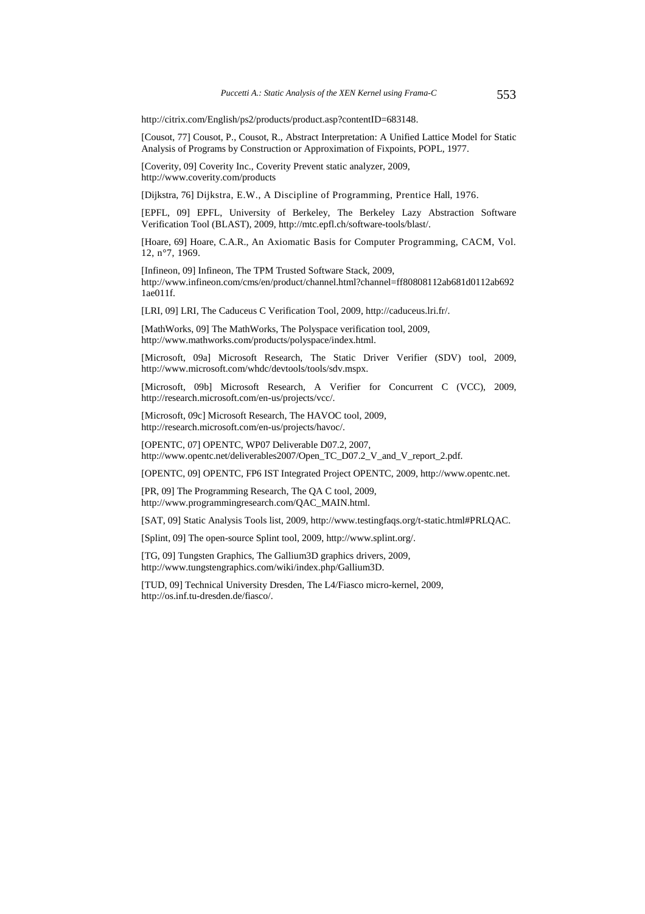http://citrix.com/English/ps2/products/product.asp?contentID=683148.

[Cousot, 77] Cousot, P., Cousot, R., Abstract Interpretation: A Unified Lattice Model for Static Analysis of Programs by Construction or Approximation of Fixpoints, POPL, 1977.

[Coverity, 09] Coverity Inc., Coverity Prevent static analyzer, 2009, http://www.coverity.com/products

[Dijkstra, 76] Dijkstra, E.W., A Discipline of Programming, Prentice Hall, 1976.

[EPFL, 09] EPFL, University of Berkeley, The Berkeley Lazy Abstraction Software Verification Tool (BLAST), 2009, http://mtc.epfl.ch/software-tools/blast/.

[Hoare, 69] Hoare, C.A.R., An Axiomatic Basis for Computer Programming, CACM, Vol. 12, n°7, 1969.

[Infineon, 09] Infineon, The TPM Trusted Software Stack, 2009, http://www.infineon.com/cms/en/product/channel.html?channel=ff80808112ab681d0112ab692 1ae011f.

[LRI, 09] LRI, The Caduceus C Verification Tool, 2009, http://caduceus.lri.fr/.

[MathWorks, 09] The MathWorks, The Polyspace verification tool, 2009, http://www.mathworks.com/products/polyspace/index.html.

[Microsoft, 09a] Microsoft Research, The Static Driver Verifier (SDV) tool, 2009, http://www.microsoft.com/whdc/devtools/tools/sdv.mspx.

[Microsoft, 09b] Microsoft Research, A Verifier for Concurrent C (VCC), 2009, http://research.microsoft.com/en-us/projects/vcc/.

[Microsoft, 09c] Microsoft Research, The HAVOC tool, 2009, http://research.microsoft.com/en-us/projects/havoc/.

[OPENTC, 07] OPENTC, WP07 Deliverable D07.2, 2007, http://www.opentc.net/deliverables2007/Open_TC_D07.2_V_and_V_report_2.pdf.

[OPENTC, 09] OPENTC, FP6 IST Integrated Project OPENTC, 2009, http://www.opentc.net.

[PR, 09] The Programming Research, The QA C tool, 2009, http://www.programmingresearch.com/QAC_MAIN.html.

[SAT, 09] Static Analysis Tools list, 2009, http://www.testingfaqs.org/t-static.html#PRLQAC.

[Splint, 09] The open-source Splint tool, 2009, http://www.splint.org/.

[TG, 09] Tungsten Graphics, The Gallium3D graphics drivers, 2009, http://www.tungstengraphics.com/wiki/index.php/Gallium3D.

[TUD, 09] Technical University Dresden, The L4/Fiasco micro-kernel, 2009, http://os.inf.tu-dresden.de/fiasco/.